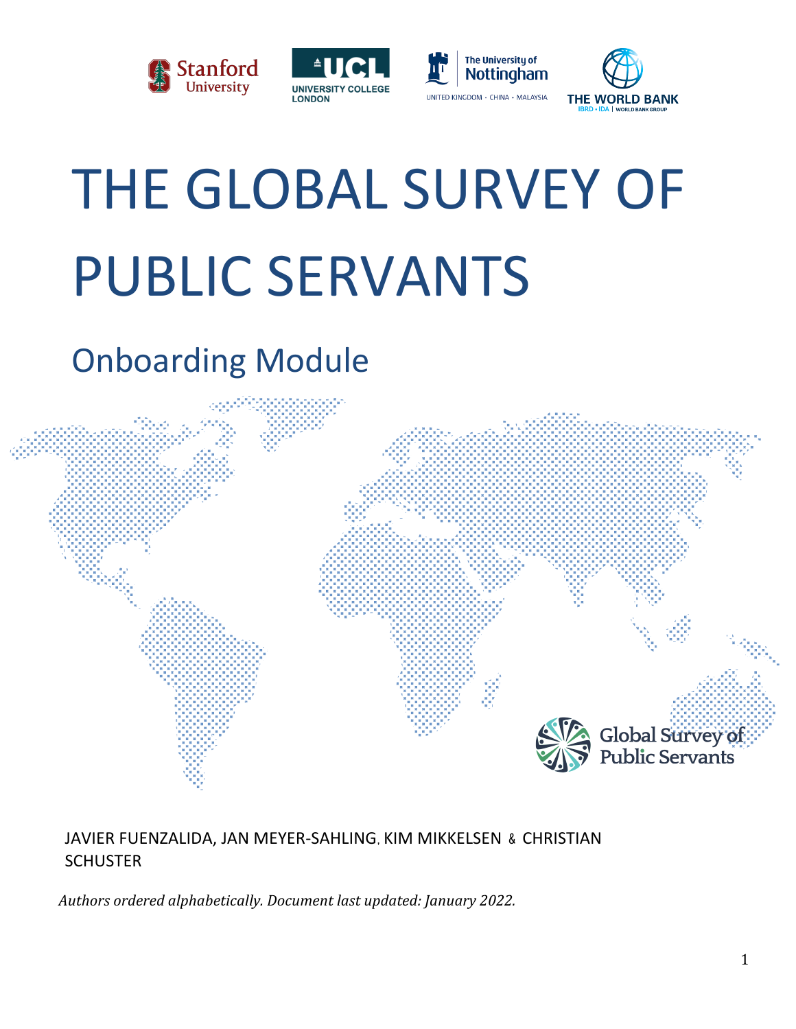# THE GLOBAL SURVEY OF PUBLIC SERVANTS

## Onboarding Module

JAVIER FUENZALIDA, JAN MEYER-SAHLING, KIM MIKKELSEN & CHRISTIAN SCHUSTER

*Authors ordered alphabetically. Document last updated: January 2022.*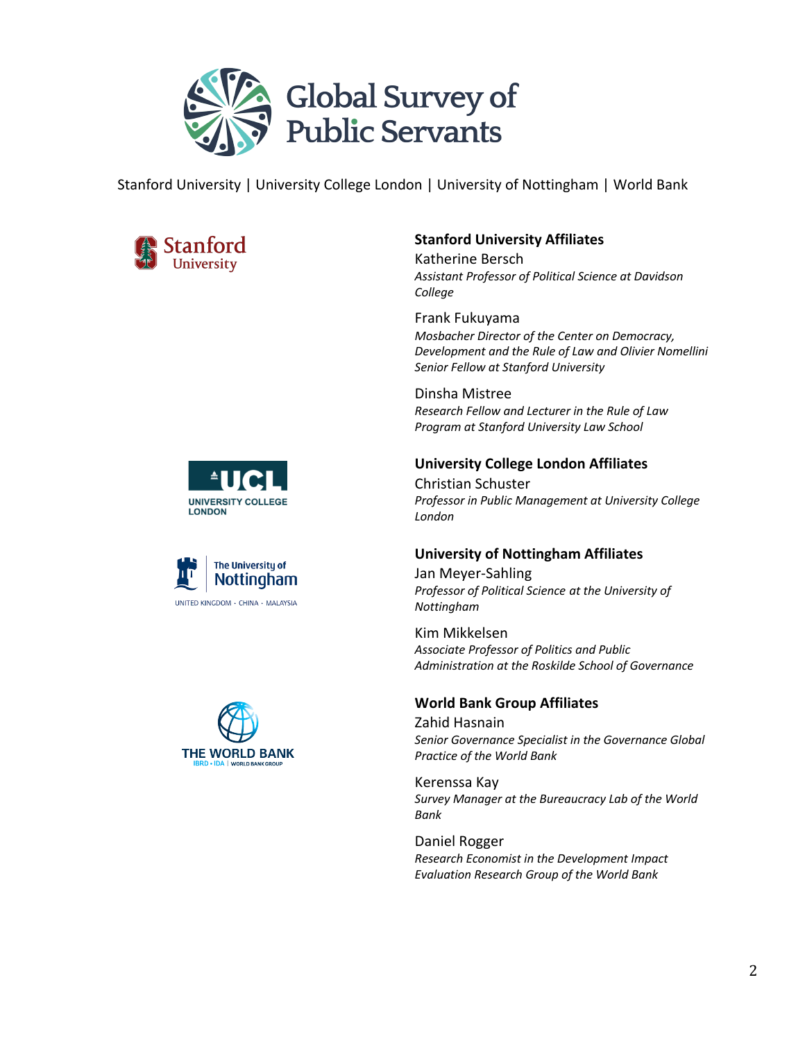# Global Survey of Public Servants

Stanford University | University College London | University of Nottingham | World Bank

**Stanford University Affiliates**

Katherine Bersch
*Assistant Professor of Political Science at Davidson College*

Frank Fukuyama
*Mosbacher Director of the Center on Democracy, Development and the Rule of Law and Olivier Nomellini Senior Fellow at Stanford University*

Dinsha Mistree
*Research Fellow and Lecturer in the Rule of Law Program at Stanford University Law School*

**University College London Affiliates**

Christian Schuster
*Professor in Public Management at University College London*

**University of Nottingham Affiliates**

Jan Meyer-Sahling
*Professor of Political Science at the University of Nottingham*

Kim Mikkelsen
*Associate Professor of Politics and Public Administration at the Roskilde School of Governance*

**World Bank Group Affiliates**

Zahid Hasnain
*Senior Governance Specialist in the Governance Global Practice of the World Bank*

Kerenssa Kay
*Survey Manager at the Bureaucracy Lab of the World Bank*

Daniel Rogger
*Research Economist in the Development Impact Evaluation Research Group of the World Bank*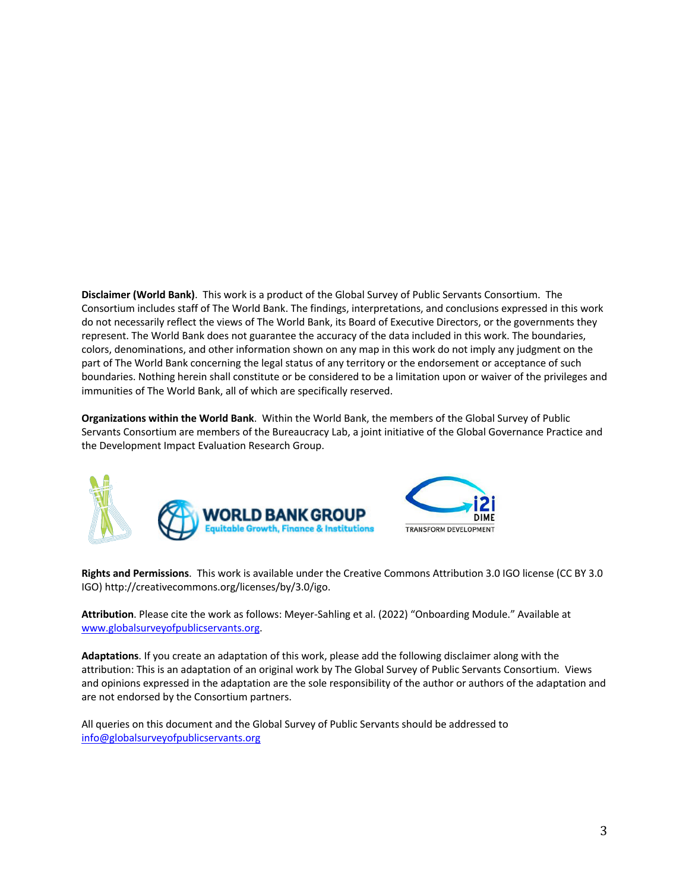**Disclaimer (World Bank)**. This work is a product of the Global Survey of Public Servants Consortium. The Consortium includes staff of The World Bank. The findings, interpretations, and conclusions expressed in this work do not necessarily reflect the views of The World Bank, its Board of Executive Directors, or the governments they represent. The World Bank does not guarantee the accuracy of the data included in this work. The boundaries, colors, denominations, and other information shown on any map in this work do not imply any judgment on the part of The World Bank concerning the legal status of any territory or the endorsement or acceptance of such boundaries. Nothing herein shall constitute or be considered to be a limitation upon or waiver of the privileges and immunities of The World Bank, all of which are specifically reserved.

**Organizations within the World Bank**. Within the World Bank, the members of the Global Survey of Public Servants Consortium are members of the Bureaucracy Lab, a joint initiative of the Global Governance Practice and the Development Impact Evaluation Research Group.

WORLD BANK GROUP
Equitable Growth, Finance & Institutions

i2i DIME
TRANSFORM DEVELOPMENT

**Rights and Permissions**. This work is available under the Creative Commons Attribution 3.0 IGO license (CC BY 3.0 IGO) http://creativecommons.org/licenses/by/3.0/igo.

**Attribution**. Please cite the work as follows: Meyer-Sahling et al. (2022) "Onboarding Module." Available at www.globalsurveyofpublicservants.org.

**Adaptations**. If you create an adaptation of this work, please add the following disclaimer along with the attribution: This is an adaptation of an original work by The Global Survey of Public Servants Consortium. Views and opinions expressed in the adaptation are the sole responsibility of the author or authors of the adaptation and are not endorsed by the Consortium partners.

All queries on this document and the Global Survey of Public Servants should be addressed to info@globalsurveyofpublicservants.org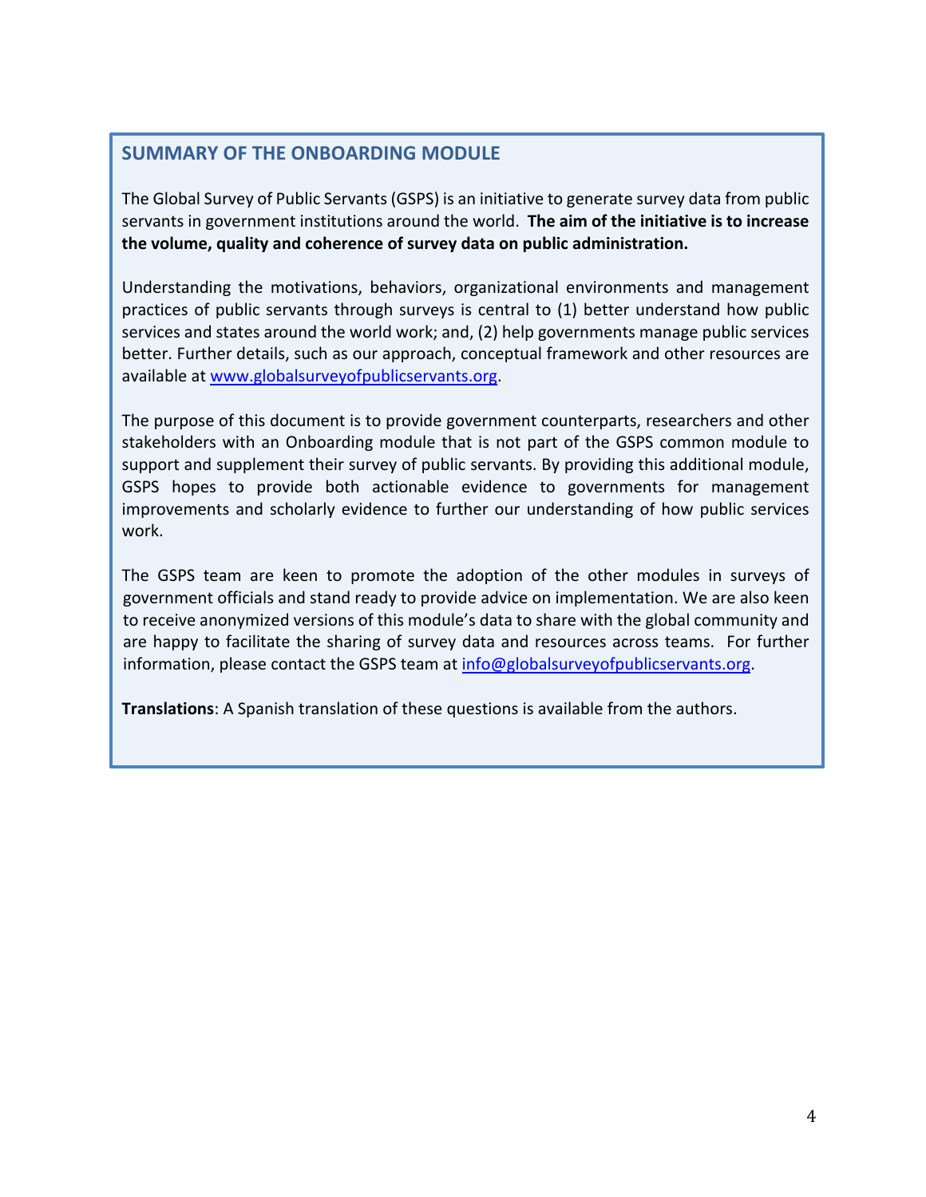## SUMMARY OF THE ONBOARDING MODULE

The Global Survey of Public Servants (GSPS) is an initiative to generate survey data from public servants in government institutions around the world. **The aim of the initiative is to increase the volume, quality and coherence of survey data on public administration.**

Understanding the motivations, behaviors, organizational environments and management practices of public servants through surveys is central to (1) better understand how public services and states around the world work; and, (2) help governments manage public services better. Further details, such as our approach, conceptual framework and other resources are available at [www.globalsurveyofpublicservants.org](http://www.globalsurveyofpublicservants.org).

The purpose of this document is to provide government counterparts, researchers and other stakeholders with an Onboarding module that is not part of the GSPS common module to support and supplement their survey of public servants. By providing this additional module, GSPS hopes to provide both actionable evidence to governments for management improvements and scholarly evidence to further our understanding of how public services work.

The GSPS team are keen to promote the adoption of the other modules in surveys of government officials and stand ready to provide advice on implementation. We are also keen to receive anonymized versions of this module's data to share with the global community and are happy to facilitate the sharing of survey data and resources across teams. For further information, please contact the GSPS team at [info@globalsurveyofpublicservants.org](mailto:info@globalsurveyofpublicservants.org).

**Translations**: A Spanish translation of these questions is available from the authors.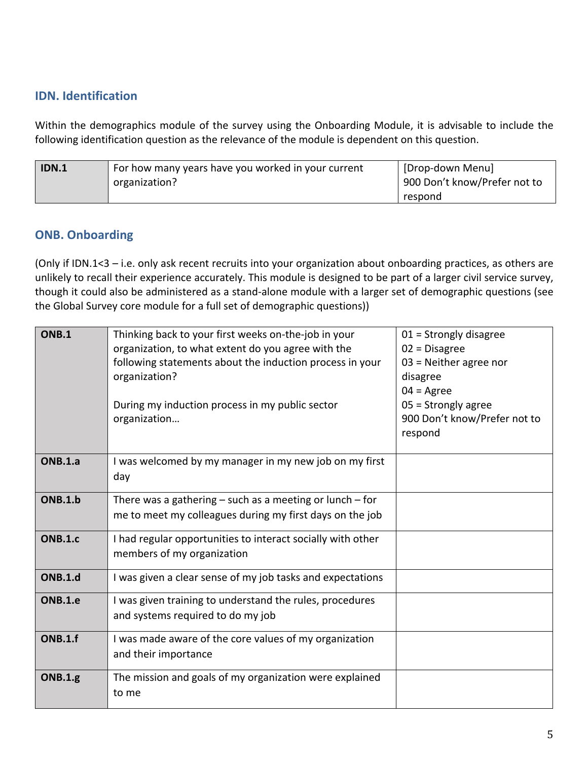## IDN. Identification

Within the demographics module of the survey using the Onboarding Module, it is advisable to include the following identification question as the relevance of the module is dependent on this question.

| IDN.1 | For how many years have you worked in your current organization? | [Drop-down Menu]<br>900 Don't know/Prefer not to respond |
|---|---|---|

## ONB. Onboarding

(Only if IDN.1<3 – i.e. only ask recent recruits into your organization about onboarding practices, as others are unlikely to recall their experience accurately. This module is designed to be part of a larger civil service survey, though it could also be administered as a stand-alone module with a larger set of demographic questions (see the Global Survey core module for a full set of demographic questions))

| ONB.1 | Thinking back to your first weeks on-the-job in your organization, to what extent do you agree with the following statements about the induction process in your organization?<br><br>During my induction process in my public sector organization… | 01 = Strongly disagree<br>02 = Disagree<br>03 = Neither agree nor disagree<br>04 = Agree<br>05 = Strongly agree<br>900 Don't know/Prefer not to respond |
|---|---|---|
| ONB.1.a | I was welcomed by my manager in my new job on my first day | |
| ONB.1.b | There was a gathering – such as a meeting or lunch – for me to meet my colleagues during my first days on the job | |
| ONB.1.c | I had regular opportunities to interact socially with other members of my organization | |
| ONB.1.d | I was given a clear sense of my job tasks and expectations | |
| ONB.1.e | I was given training to understand the rules, procedures and systems required to do my job | |
| ONB.1.f | I was made aware of the core values of my organization and their importance | |
| ONB.1.g | The mission and goals of my organization were explained to me | |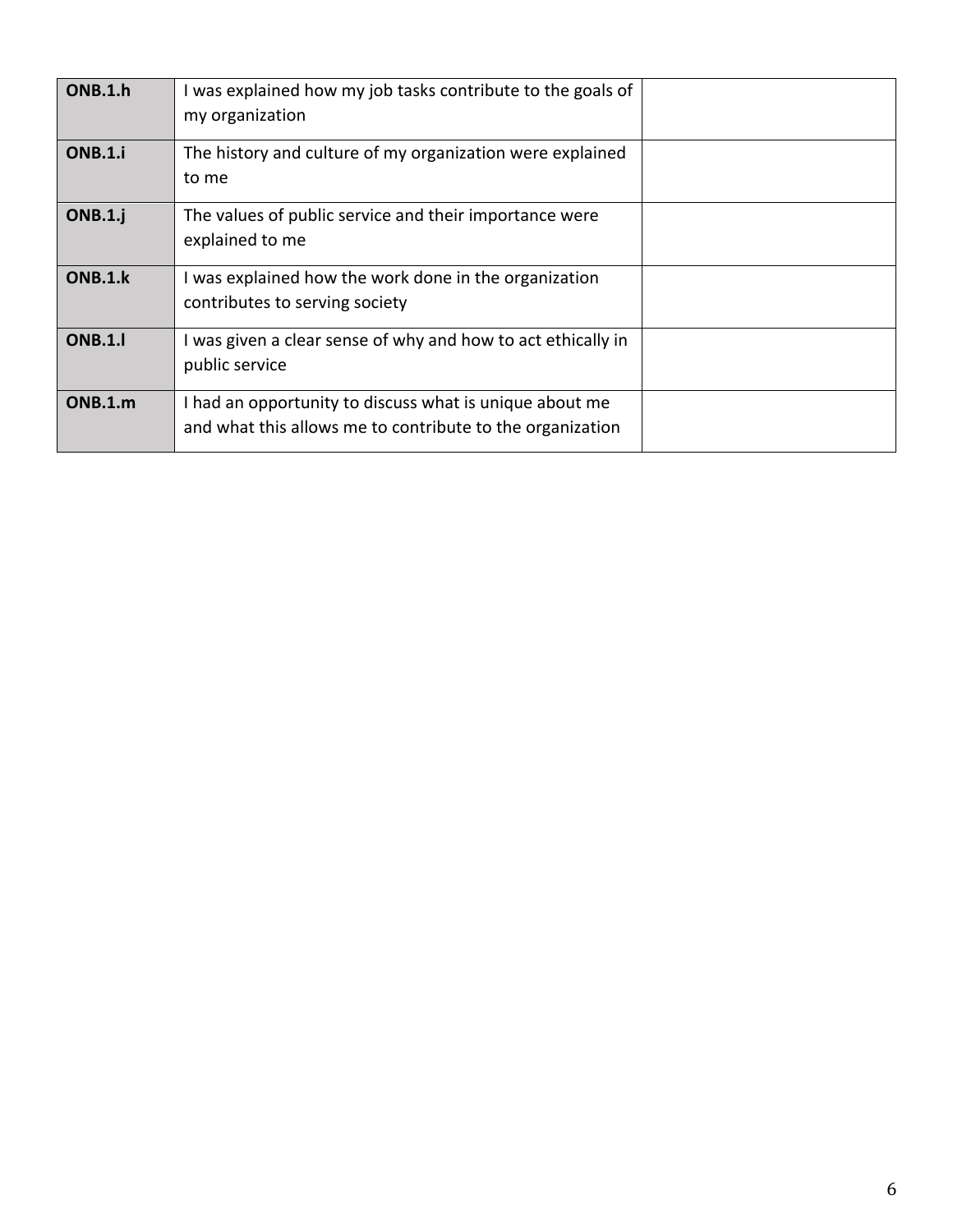| | | |
|---|---|---|
| **ONB.1.h** | I was explained how my job tasks contribute to the goals of my organization | |
| **ONB.1.i** | The history and culture of my organization were explained to me | |
| **ONB.1.j** | The values of public service and their importance were explained to me | |
| **ONB.1.k** | I was explained how the work done in the organization contributes to serving society | |
| **ONB.1.l** | I was given a clear sense of why and how to act ethically in public service | |
| **ONB.1.m** | I had an opportunity to discuss what is unique about me and what this allows me to contribute to the organization | |